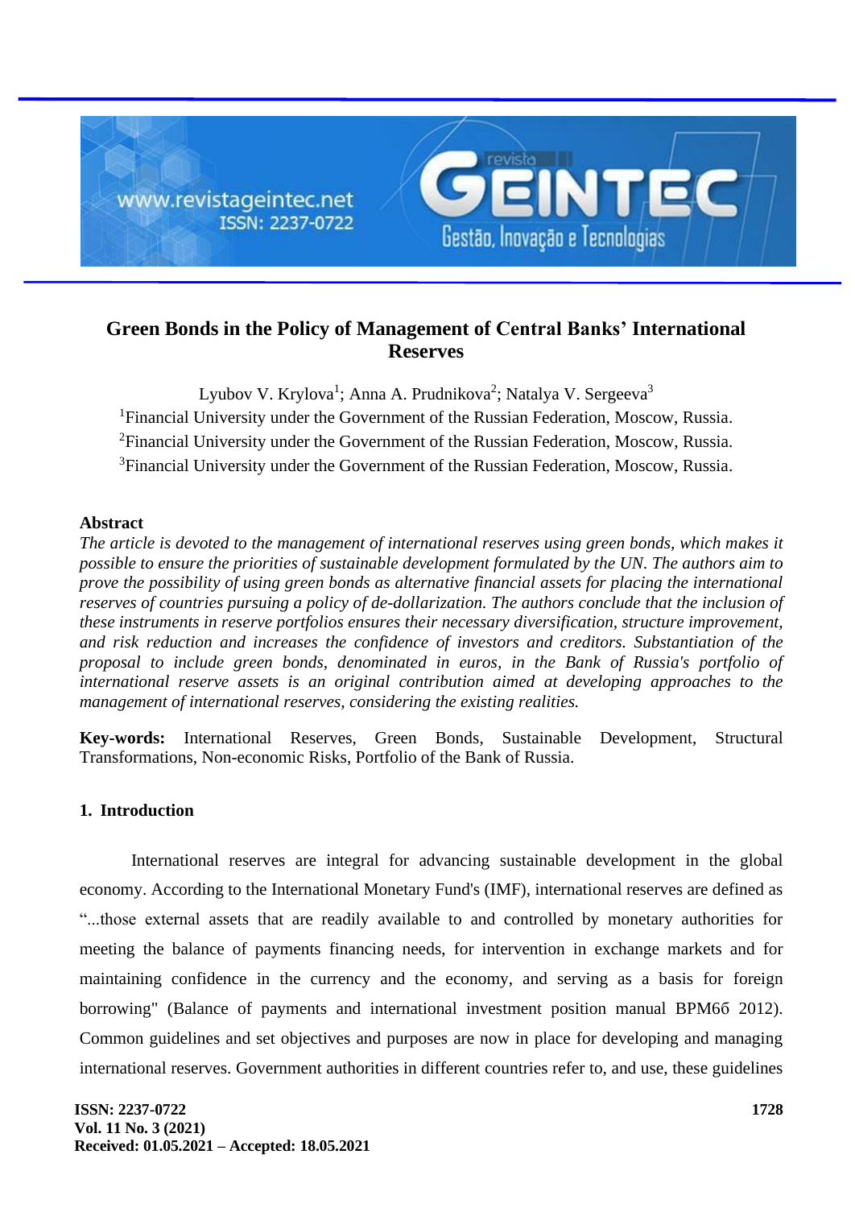# Green Bonds in the Policy of Management of Central Banks' International Reserves

Lyubov V. Krylova[1]; Anna A. Prudnikova[2]; Natalya V. Sergeeva[3]

[1]Financial University under the Government of the Russian Federation, Moscow, Russia.
[2]Financial University under the Government of the Russian Federation, Moscow, Russia.
[3]Financial University under the Government of the Russian Federation, Moscow, Russia.

## Abstract

*The article is devoted to the management of international reserves using green bonds, which makes it possible to ensure the priorities of sustainable development formulated by the UN. The authors aim to prove the possibility of using green bonds as alternative financial assets for placing the international reserves of countries pursuing a policy of de-dollarization. The authors conclude that the inclusion of these instruments in reserve portfolios ensures their necessary diversification, structure improvement, and risk reduction and increases the confidence of investors and creditors. Substantiation of the proposal to include green bonds, denominated in euros, in the Bank of Russia's portfolio of international reserve assets is an original contribution aimed at developing approaches to the management of international reserves, considering the existing realities.*

**Key-words:** International Reserves, Green Bonds, Sustainable Development, Structural Transformations, Non-economic Risks, Portfolio of the Bank of Russia.

## 1. Introduction

International reserves are integral for advancing sustainable development in the global economy. According to the International Monetary Fund's (IMF), international reserves are defined as "...those external assets that are readily available to and controlled by monetary authorities for meeting the balance of payments financing needs, for intervention in exchange markets and for maintaining confidence in the currency and the economy, and serving as a basis for foreign borrowing" (Balance of payments and international investment position manual BPM6б 2012). Common guidelines and set objectives and purposes are now in place for developing and managing international reserves. Government authorities in different countries refer to, and use, these guidelines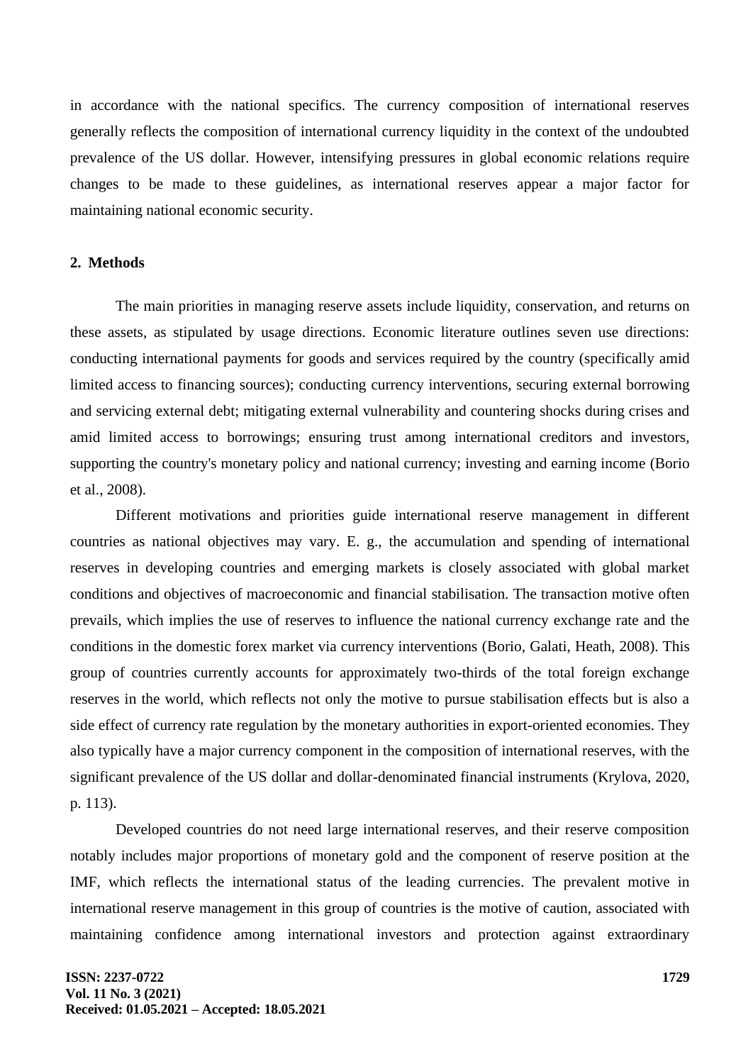in accordance with the national specifics. The currency composition of international reserves generally reflects the composition of international currency liquidity in the context of the undoubted prevalence of the US dollar. However, intensifying pressures in global economic relations require changes to be made to these guidelines, as international reserves appear a major factor for maintaining national economic security.

## 2. Methods

The main priorities in managing reserve assets include liquidity, conservation, and returns on these assets, as stipulated by usage directions. Economic literature outlines seven use directions: conducting international payments for goods and services required by the country (specifically amid limited access to financing sources); conducting currency interventions, securing external borrowing and servicing external debt; mitigating external vulnerability and countering shocks during crises and amid limited access to borrowings; ensuring trust among international creditors and investors, supporting the country's monetary policy and national currency; investing and earning income (Borio et al., 2008).

Different motivations and priorities guide international reserve management in different countries as national objectives may vary. E. g., the accumulation and spending of international reserves in developing countries and emerging markets is closely associated with global market conditions and objectives of macroeconomic and financial stabilisation. The transaction motive often prevails, which implies the use of reserves to influence the national currency exchange rate and the conditions in the domestic forex market via currency interventions (Borio, Galati, Heath, 2008). This group of countries currently accounts for approximately two-thirds of the total foreign exchange reserves in the world, which reflects not only the motive to pursue stabilisation effects but is also a side effect of currency rate regulation by the monetary authorities in export-oriented economies. They also typically have a major currency component in the composition of international reserves, with the significant prevalence of the US dollar and dollar-denominated financial instruments (Krylova, 2020, p. 113).

Developed countries do not need large international reserves, and their reserve composition notably includes major proportions of monetary gold and the component of reserve position at the IMF, which reflects the international status of the leading currencies. The prevalent motive in international reserve management in this group of countries is the motive of caution, associated with maintaining confidence among international investors and protection against extraordinary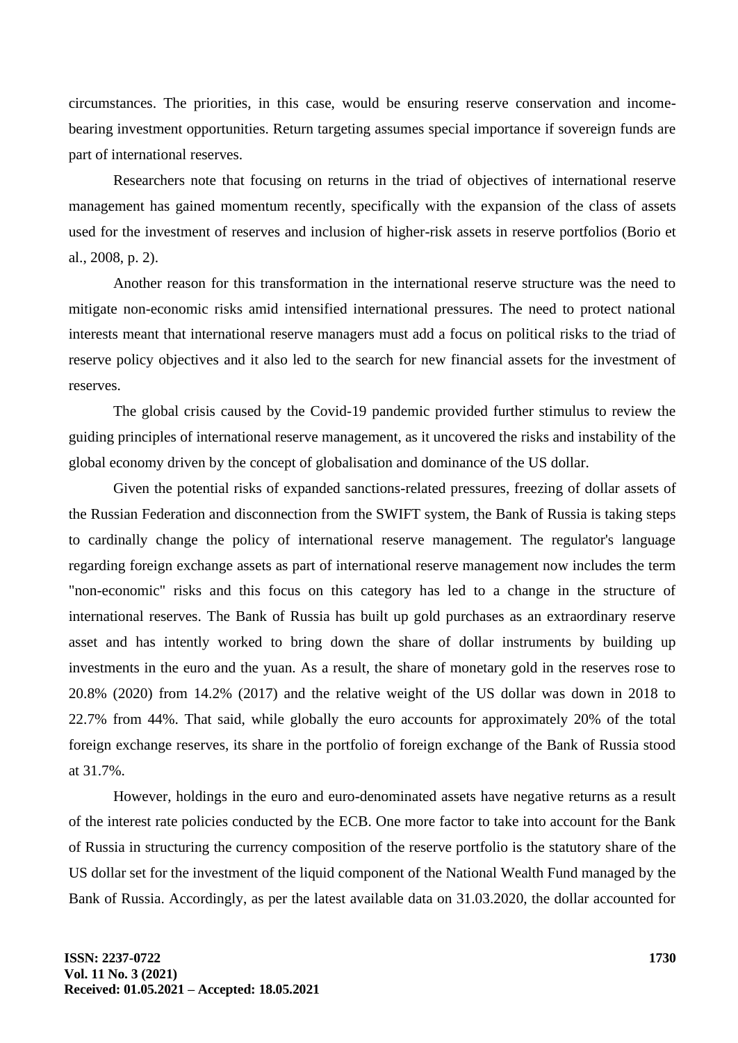circumstances. The priorities, in this case, would be ensuring reserve conservation and income-bearing investment opportunities. Return targeting assumes special importance if sovereign funds are part of international reserves.

Researchers note that focusing on returns in the triad of objectives of international reserve management has gained momentum recently, specifically with the expansion of the class of assets used for the investment of reserves and inclusion of higher-risk assets in reserve portfolios (Borio et al., 2008, p. 2).

Another reason for this transformation in the international reserve structure was the need to mitigate non-economic risks amid intensified international pressures. The need to protect national interests meant that international reserve managers must add a focus on political risks to the triad of reserve policy objectives and it also led to the search for new financial assets for the investment of reserves.

The global crisis caused by the Covid-19 pandemic provided further stimulus to review the guiding principles of international reserve management, as it uncovered the risks and instability of the global economy driven by the concept of globalisation and dominance of the US dollar.

Given the potential risks of expanded sanctions-related pressures, freezing of dollar assets of the Russian Federation and disconnection from the SWIFT system, the Bank of Russia is taking steps to cardinally change the policy of international reserve management. The regulator's language regarding foreign exchange assets as part of international reserve management now includes the term "non-economic" risks and this focus on this category has led to a change in the structure of international reserves. The Bank of Russia has built up gold purchases as an extraordinary reserve asset and has intently worked to bring down the share of dollar instruments by building up investments in the euro and the yuan. As a result, the share of monetary gold in the reserves rose to 20.8% (2020) from 14.2% (2017) and the relative weight of the US dollar was down in 2018 to 22.7% from 44%. That said, while globally the euro accounts for approximately 20% of the total foreign exchange reserves, its share in the portfolio of foreign exchange of the Bank of Russia stood at 31.7%.

However, holdings in the euro and euro-denominated assets have negative returns as a result of the interest rate policies conducted by the ECB. One more factor to take into account for the Bank of Russia in structuring the currency composition of the reserve portfolio is the statutory share of the US dollar set for the investment of the liquid component of the National Wealth Fund managed by the Bank of Russia. Accordingly, as per the latest available data on 31.03.2020, the dollar accounted for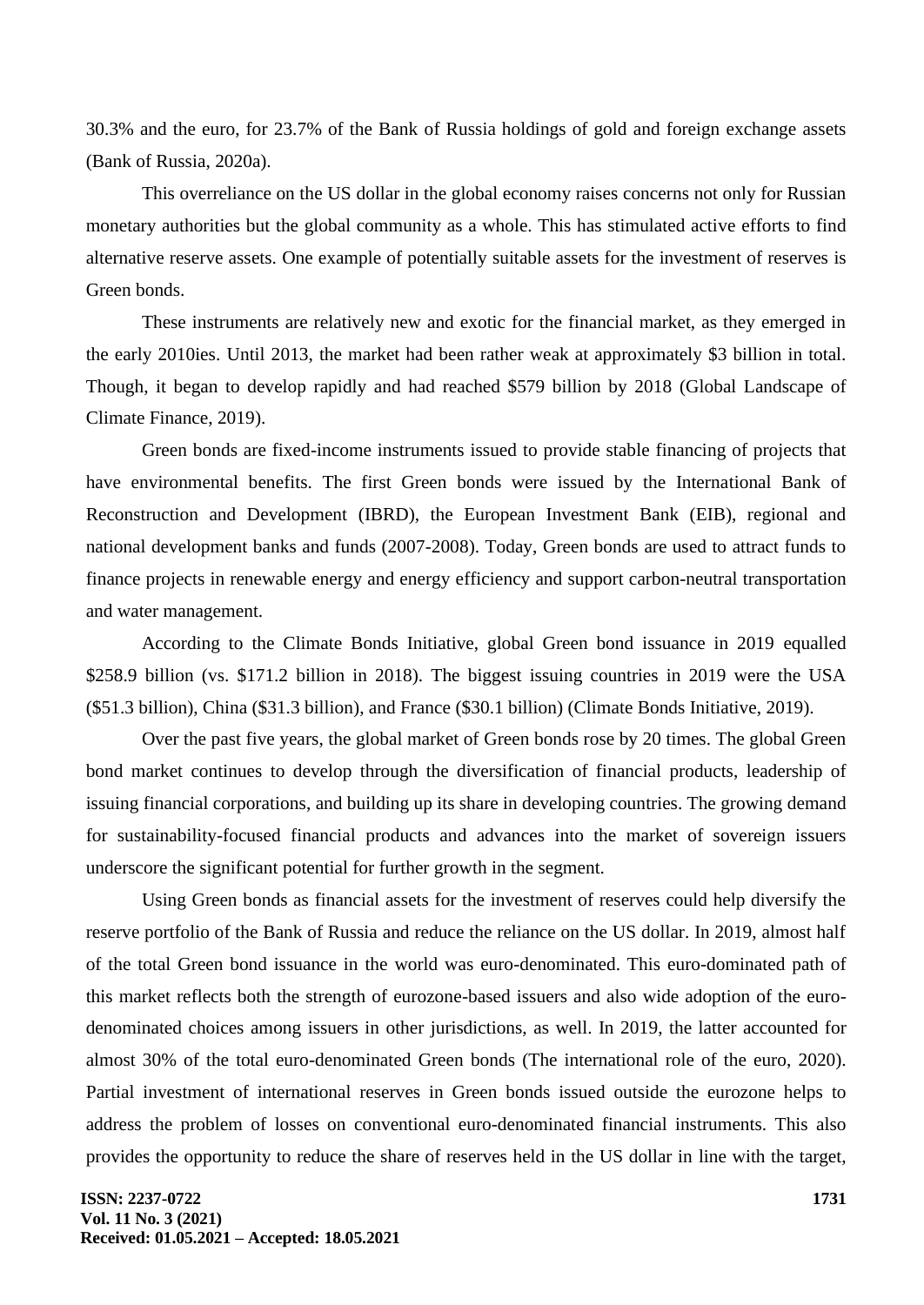30.3% and the euro, for 23.7% of the Bank of Russia holdings of gold and foreign exchange assets (Bank of Russia, 2020a).

This overreliance on the US dollar in the global economy raises concerns not only for Russian monetary authorities but the global community as a whole. This has stimulated active efforts to find alternative reserve assets. One example of potentially suitable assets for the investment of reserves is Green bonds.

These instruments are relatively new and exotic for the financial market, as they emerged in the early 2010ies. Until 2013, the market had been rather weak at approximately $3 billion in total. Though, it began to develop rapidly and had reached $579 billion by 2018 (Global Landscape of Climate Finance, 2019).

Green bonds are fixed-income instruments issued to provide stable financing of projects that have environmental benefits. The first Green bonds were issued by the International Bank of Reconstruction and Development (IBRD), the European Investment Bank (EIB), regional and national development banks and funds (2007-2008). Today, Green bonds are used to attract funds to finance projects in renewable energy and energy efficiency and support carbon-neutral transportation and water management.

According to the Climate Bonds Initiative, global Green bond issuance in 2019 equalled $258.9 billion (vs. $171.2 billion in 2018). The biggest issuing countries in 2019 were the USA ($51.3 billion), China ($31.3 billion), and France ($30.1 billion) (Climate Bonds Initiative, 2019).

Over the past five years, the global market of Green bonds rose by 20 times. The global Green bond market continues to develop through the diversification of financial products, leadership of issuing financial corporations, and building up its share in developing countries. The growing demand for sustainability-focused financial products and advances into the market of sovereign issuers underscore the significant potential for further growth in the segment.

Using Green bonds as financial assets for the investment of reserves could help diversify the reserve portfolio of the Bank of Russia and reduce the reliance on the US dollar. In 2019, almost half of the total Green bond issuance in the world was euro-denominated. This euro-dominated path of this market reflects both the strength of eurozone-based issuers and also wide adoption of the euro-denominated choices among issuers in other jurisdictions, as well. In 2019, the latter accounted for almost 30% of the total euro-denominated Green bonds (The international role of the euro, 2020). Partial investment of international reserves in Green bonds issued outside the eurozone helps to address the problem of losses on conventional euro-denominated financial instruments. This also provides the opportunity to reduce the share of reserves held in the US dollar in line with the target,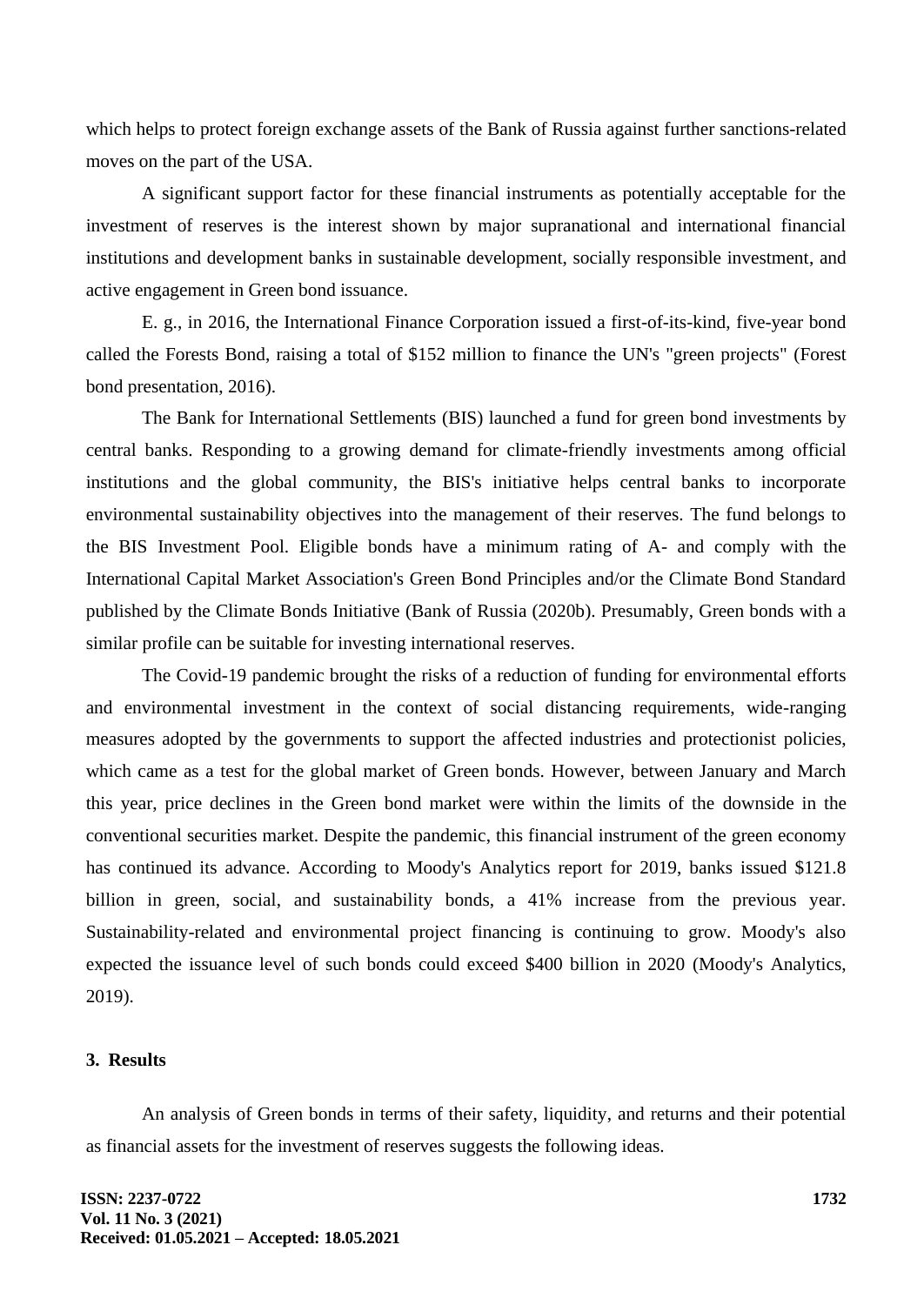which helps to protect foreign exchange assets of the Bank of Russia against further sanctions-related moves on the part of the USA.

A significant support factor for these financial instruments as potentially acceptable for the investment of reserves is the interest shown by major supranational and international financial institutions and development banks in sustainable development, socially responsible investment, and active engagement in Green bond issuance.

E. g., in 2016, the International Finance Corporation issued a first-of-its-kind, five-year bond called the Forests Bond, raising a total of $152 million to finance the UN's "green projects" (Forest bond presentation, 2016).

The Bank for International Settlements (BIS) launched a fund for green bond investments by central banks. Responding to a growing demand for climate-friendly investments among official institutions and the global community, the BIS's initiative helps central banks to incorporate environmental sustainability objectives into the management of their reserves. The fund belongs to the BIS Investment Pool. Eligible bonds have a minimum rating of A- and comply with the International Capital Market Association's Green Bond Principles and/or the Climate Bond Standard published by the Climate Bonds Initiative (Bank of Russia (2020b). Presumably, Green bonds with a similar profile can be suitable for investing international reserves.

The Covid-19 pandemic brought the risks of a reduction of funding for environmental efforts and environmental investment in the context of social distancing requirements, wide-ranging measures adopted by the governments to support the affected industries and protectionist policies, which came as a test for the global market of Green bonds. However, between January and March this year, price declines in the Green bond market were within the limits of the downside in the conventional securities market. Despite the pandemic, this financial instrument of the green economy has continued its advance. According to Moody's Analytics report for 2019, banks issued $121.8 billion in green, social, and sustainability bonds, a 41% increase from the previous year. Sustainability-related and environmental project financing is continuing to grow. Moody's also expected the issuance level of such bonds could exceed $400 billion in 2020 (Moody's Analytics, 2019).

## 3. Results

An analysis of Green bonds in terms of their safety, liquidity, and returns and their potential as financial assets for the investment of reserves suggests the following ideas.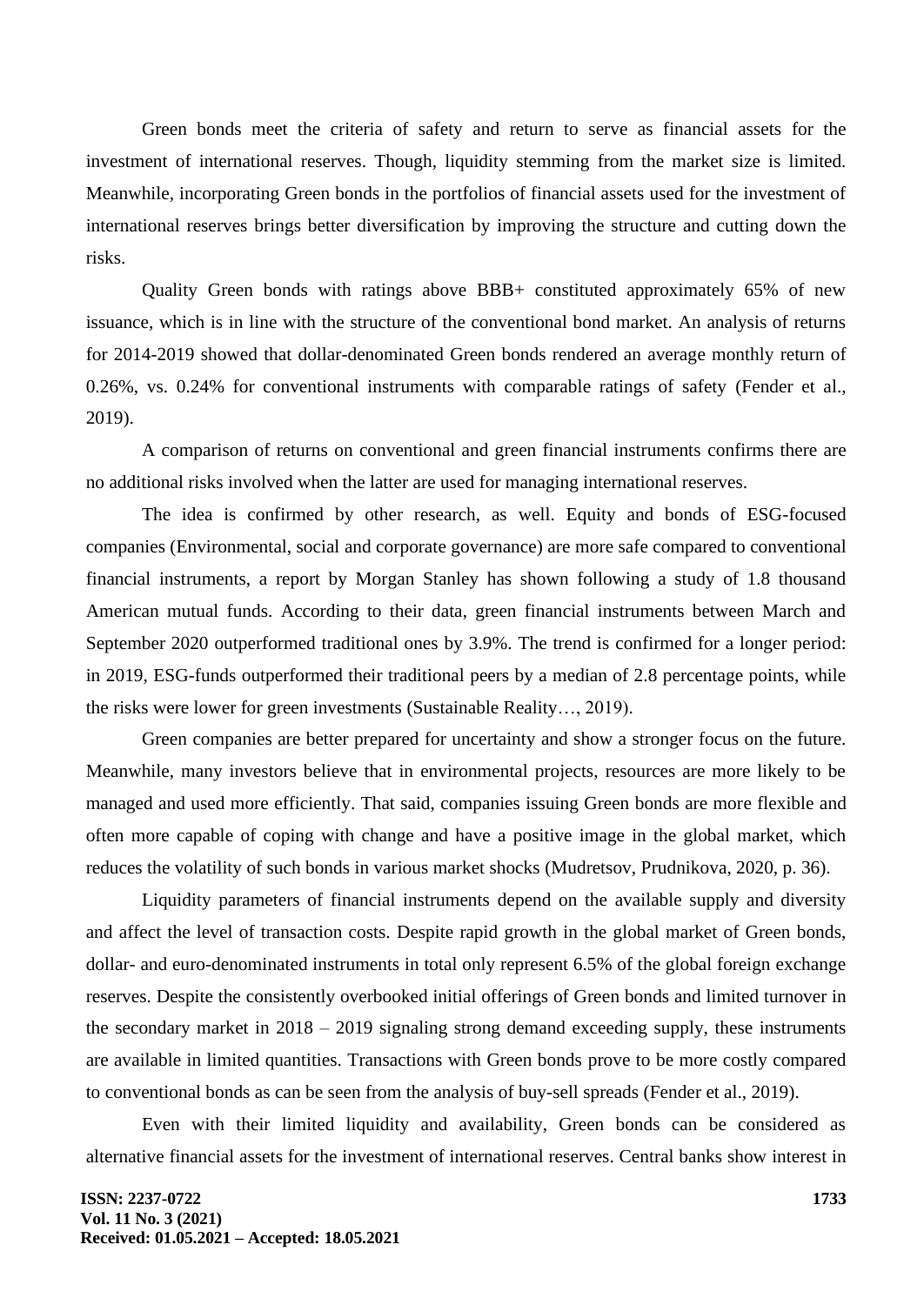Green bonds meet the criteria of safety and return to serve as financial assets for the investment of international reserves. Though, liquidity stemming from the market size is limited. Meanwhile, incorporating Green bonds in the portfolios of financial assets used for the investment of international reserves brings better diversification by improving the structure and cutting down the risks.

Quality Green bonds with ratings above BBB+ constituted approximately 65% of new issuance, which is in line with the structure of the conventional bond market. An analysis of returns for 2014-2019 showed that dollar-denominated Green bonds rendered an average monthly return of 0.26%, vs. 0.24% for conventional instruments with comparable ratings of safety (Fender et al., 2019).

A comparison of returns on conventional and green financial instruments confirms there are no additional risks involved when the latter are used for managing international reserves.

The idea is confirmed by other research, as well. Equity and bonds of ESG-focused companies (Environmental, social and corporate governance) are more safe compared to conventional financial instruments, a report by Morgan Stanley has shown following a study of 1.8 thousand American mutual funds. According to their data, green financial instruments between March and September 2020 outperformed traditional ones by 3.9%. The trend is confirmed for a longer period: in 2019, ESG-funds outperformed their traditional peers by a median of 2.8 percentage points, while the risks were lower for green investments (Sustainable Reality…, 2019).

Green companies are better prepared for uncertainty and show a stronger focus on the future. Meanwhile, many investors believe that in environmental projects, resources are more likely to be managed and used more efficiently. That said, companies issuing Green bonds are more flexible and often more capable of coping with change and have a positive image in the global market, which reduces the volatility of such bonds in various market shocks (Mudretsov, Prudnikova, 2020, p. 36).

Liquidity parameters of financial instruments depend on the available supply and diversity and affect the level of transaction costs. Despite rapid growth in the global market of Green bonds, dollar- and euro-denominated instruments in total only represent 6.5% of the global foreign exchange reserves. Despite the consistently overbooked initial offerings of Green bonds and limited turnover in the secondary market in 2018 – 2019 signaling strong demand exceeding supply, these instruments are available in limited quantities. Transactions with Green bonds prove to be more costly compared to conventional bonds as can be seen from the analysis of buy-sell spreads (Fender et al., 2019).

Even with their limited liquidity and availability, Green bonds can be considered as alternative financial assets for the investment of international reserves. Central banks show interest in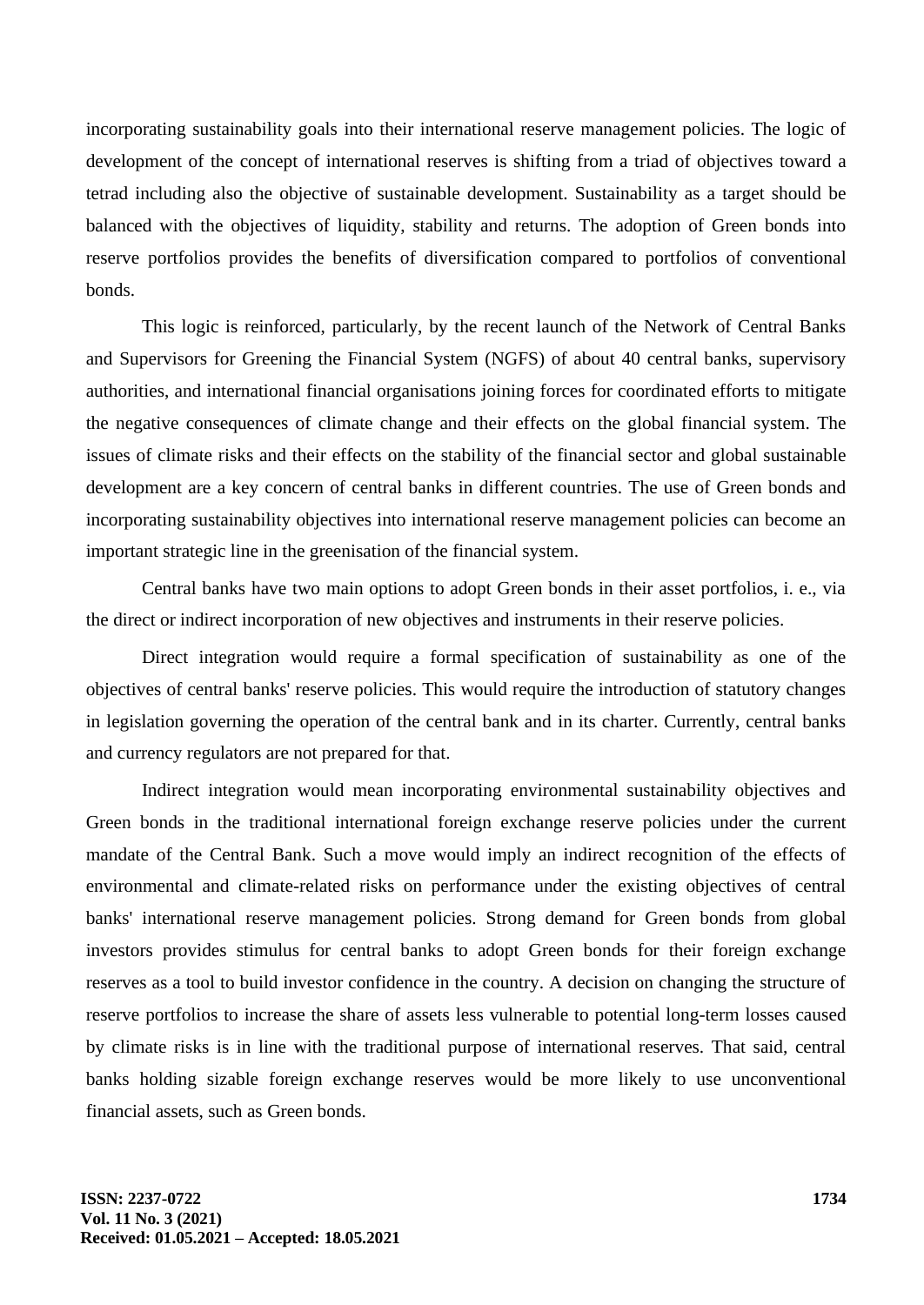incorporating sustainability goals into their international reserve management policies. The logic of development of the concept of international reserves is shifting from a triad of objectives toward a tetrad including also the objective of sustainable development. Sustainability as a target should be balanced with the objectives of liquidity, stability and returns. The adoption of Green bonds into reserve portfolios provides the benefits of diversification compared to portfolios of conventional bonds.

This logic is reinforced, particularly, by the recent launch of the Network of Central Banks and Supervisors for Greening the Financial System (NGFS) of about 40 central banks, supervisory authorities, and international financial organisations joining forces for coordinated efforts to mitigate the negative consequences of climate change and their effects on the global financial system. The issues of climate risks and their effects on the stability of the financial sector and global sustainable development are a key concern of central banks in different countries. The use of Green bonds and incorporating sustainability objectives into international reserve management policies can become an important strategic line in the greenisation of the financial system.

Central banks have two main options to adopt Green bonds in their asset portfolios, i. e., via the direct or indirect incorporation of new objectives and instruments in their reserve policies.

Direct integration would require a formal specification of sustainability as one of the objectives of central banks' reserve policies. This would require the introduction of statutory changes in legislation governing the operation of the central bank and in its charter. Currently, central banks and currency regulators are not prepared for that.

Indirect integration would mean incorporating environmental sustainability objectives and Green bonds in the traditional international foreign exchange reserve policies under the current mandate of the Central Bank. Such a move would imply an indirect recognition of the effects of environmental and climate-related risks on performance under the existing objectives of central banks' international reserve management policies. Strong demand for Green bonds from global investors provides stimulus for central banks to adopt Green bonds for their foreign exchange reserves as a tool to build investor confidence in the country. A decision on changing the structure of reserve portfolios to increase the share of assets less vulnerable to potential long-term losses caused by climate risks is in line with the traditional purpose of international reserves. That said, central banks holding sizable foreign exchange reserves would be more likely to use unconventional financial assets, such as Green bonds.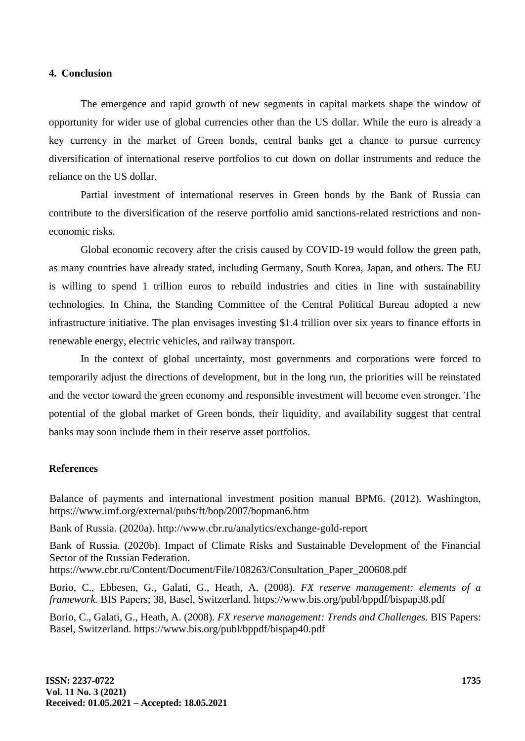## 4. Conclusion

The emergence and rapid growth of new segments in capital markets shape the window of opportunity for wider use of global currencies other than the US dollar. While the euro is already a key currency in the market of Green bonds, central banks get a chance to pursue currency diversification of international reserve portfolios to cut down on dollar instruments and reduce the reliance on the US dollar.

Partial investment of international reserves in Green bonds by the Bank of Russia can contribute to the diversification of the reserve portfolio amid sanctions-related restrictions and non-economic risks.

Global economic recovery after the crisis caused by COVID-19 would follow the green path, as many countries have already stated, including Germany, South Korea, Japan, and others. The EU is willing to spend 1 trillion euros to rebuild industries and cities in line with sustainability technologies. In China, the Standing Committee of the Central Political Bureau adopted a new infrastructure initiative. The plan envisages investing $1.4 trillion over six years to finance efforts in renewable energy, electric vehicles, and railway transport.

In the context of global uncertainty, most governments and corporations were forced to temporarily adjust the directions of development, but in the long run, the priorities will be reinstated and the vector toward the green economy and responsible investment will become even stronger. The potential of the global market of Green bonds, their liquidity, and availability suggest that central banks may soon include them in their reserve asset portfolios.

## References

Balance of payments and international investment position manual BPM6. (2012). Washington, https://www.imf.org/external/pubs/ft/bop/2007/bopman6.htm

Bank of Russia. (2020a). http://www.cbr.ru/analytics/exchange-gold-report

Bank of Russia. (2020b). Impact of Climate Risks and Sustainable Development of the Financial Sector of the Russian Federation. https://www.cbr.ru/Content/Document/File/108263/Consultation_Paper_200608.pdf

Borio, C., Ebbesen, G., Galati, G., Heath, A. (2008). *FX reserve management: elements of a framework.* BIS Papers; 38, Basel, Switzerland. https://www.bis.org/publ/bppdf/bispap38.pdf

Borio, C., Galati, G., Heath, A. (2008). *FX reserve management: Trends and Challenges.* BIS Papers: Basel, Switzerland. https://www.bis.org/publ/bppdf/bispap40.pdf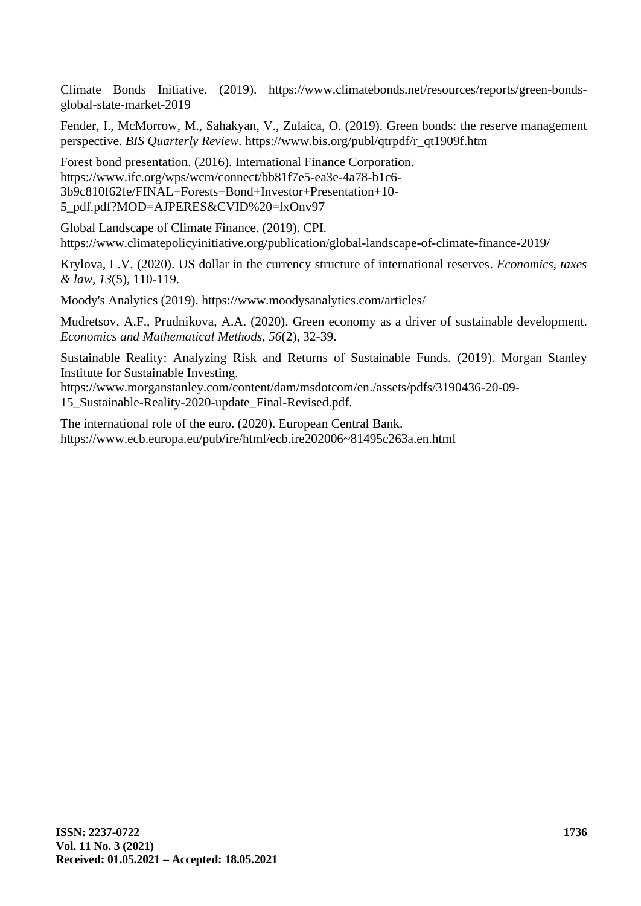Climate Bonds Initiative. (2019). https://www.climatebonds.net/resources/reports/green-bonds-global-state-market-2019

Fender, I., McMorrow, M., Sahakyan, V., Zulaica, O. (2019). Green bonds: the reserve management perspective. *BIS Quarterly Review.* https://www.bis.org/publ/qtrpdf/r_qt1909f.htm

Forest bond presentation. (2016). International Finance Corporation. https://www.ifc.org/wps/wcm/connect/bb81f7e5-ea3e-4a78-b1c6-3b9c810f62fe/FINAL+Forests+Bond+Investor+Presentation+10-5_pdf.pdf?MOD=AJPERES&CVID%20=lxOnv97

Global Landscape of Climate Finance. (2019). CPI. https://www.climatepolicyinitiative.org/publication/global-landscape-of-climate-finance-2019/

Krylova, L.V. (2020). US dollar in the currency structure of international reserves. *Economics, taxes & law*, *13*(5), 110-119.

Moody's Analytics (2019). https://www.moodysanalytics.com/articles/

Mudretsov, A.F., Prudnikova, A.A. (2020). Green economy as a driver of sustainable development. *Economics and Mathematical Methods, 56*(2), 32-39.

Sustainable Reality: Analyzing Risk and Returns of Sustainable Funds. (2019). Morgan Stanley Institute for Sustainable Investing. https://www.morganstanley.com/content/dam/msdotcom/en./assets/pdfs/3190436-20-09-15_Sustainable-Reality-2020-update_Final-Revised.pdf.

The international role of the euro. (2020). European Central Bank. https://www.ecb.europa.eu/pub/ire/html/ecb.ire202006~81495c263a.en.html

**Received: 01.05.2021 – Accepted: 18.05.2021**